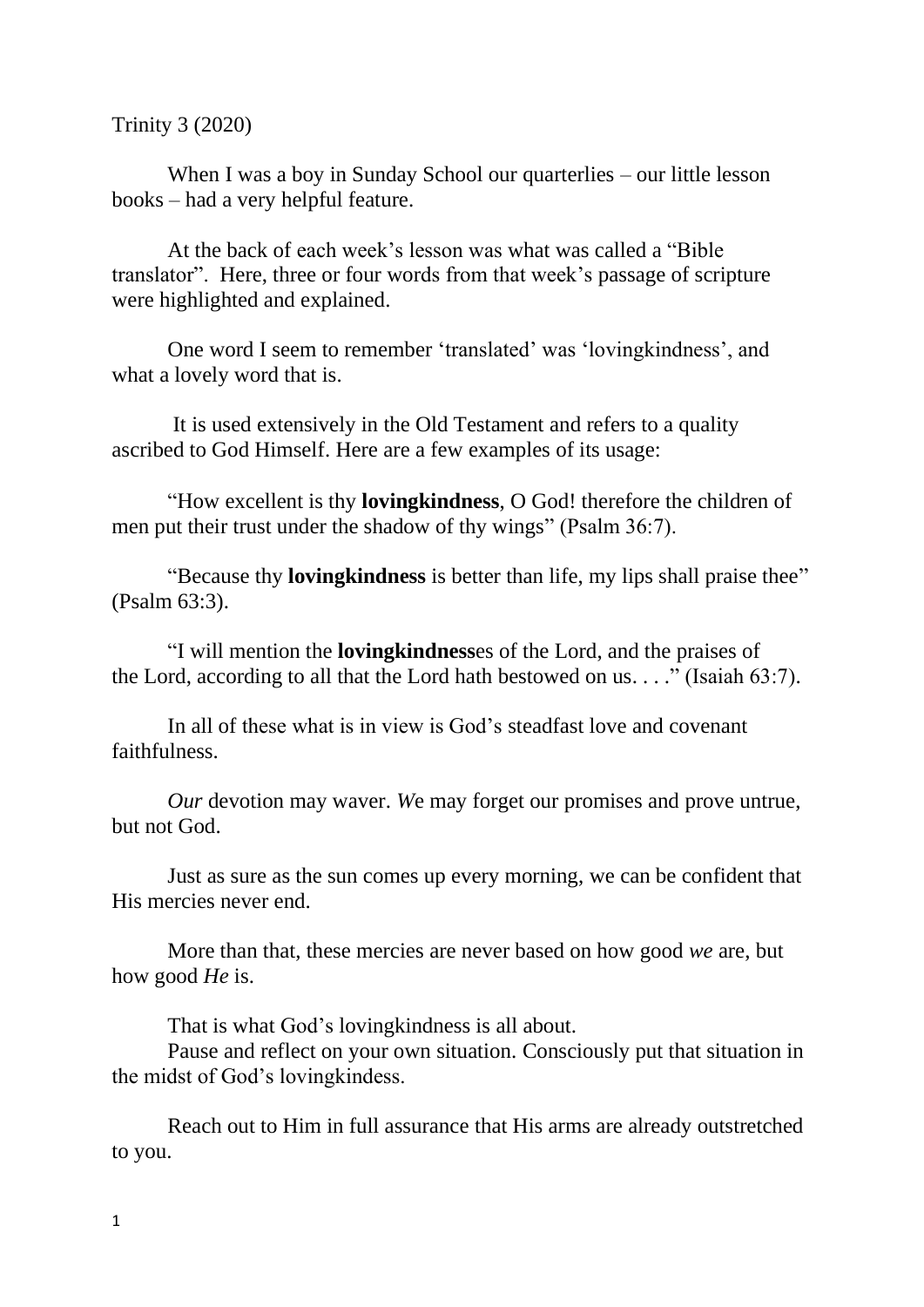Trinity 3 (2020)

When I was a boy in Sunday School our quarterlies – our little lesson books – had a very helpful feature.

At the back of each week's lesson was what was called a "Bible translator". Here, three or four words from that week's passage of scripture were highlighted and explained.

One word I seem to remember 'translated' was 'lovingkindness', and what a lovely word that is.

It is used extensively in the Old Testament and refers to a quality ascribed to God Himself. Here are a few examples of its usage:

"How excellent is thy **lovingkindness**, O God! therefore the children of men put their trust under the shadow of thy wings" (Psalm 36:7).

"Because thy **lovingkindness** is better than life, my lips shall praise thee" (Psalm 63:3).

"I will mention the **lovingkindness**es of the Lord, and the praises of the Lord, according to all that the Lord hath bestowed on us. . . ." (Isaiah 63:7).

In all of these what is in view is God's steadfast love and covenant faithfulness.

*Our* devotion may waver. *W*e may forget our promises and prove untrue, but not God.

Just as sure as the sun comes up every morning, we can be confident that His mercies never end.

More than that, these mercies are never based on how good *we* are, but how good *He* is.

That is what God's lovingkindness is all about.

Pause and reflect on your own situation. Consciously put that situation in the midst of God's lovingkidess.

Reach out to Him in full assurance that His arms are already outstretched to you.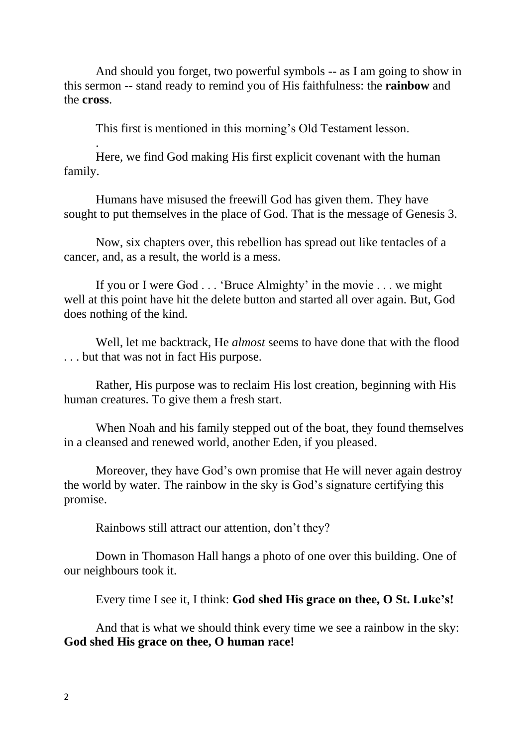And should you forget, two powerful symbols -- as I am going to show in this sermon -- stand ready to remind you of His faithfulness: the **rainbow** and the **cross**.

This first is mentioned in this morning's Old Testament lesson.

.

Here, we find God making His first explicit covenant with the human family.

Humans have misused the freewill God has given them. They have sought to put themselves in the place of God. That is the message of Genesis 3.

Now, six chapters over, this rebellion has spread out like tentacles of a cancer, and, as a result, the world is a mess.

If you or I were God . . . 'Bruce Almighty' in the movie . . . we might well at this point have hit the delete button and started all over again. But, God does nothing of the kind.

Well, let me backtrack, He *almost* seems to have done that with the flood . . . but that was not in fact His purpose.

Rather, His purpose was to reclaim His lost creation, beginning with His human creatures. To give them a fresh start.

When Noah and his family stepped out of the boat, they found themselves in a cleansed and renewed world, another Eden, if you pleased.

Moreover, they have God's own promise that He will never again destroy the world by water. The rainbow in the sky is God's signature certifying this promise.

Rainbows still attract our attention, don't they?

Down in Thomason Hall hangs a photo of one over this building. One of our neighbours took it.

Every time I see it, I think: **God shed His grace on thee, O St. Luke's!**

And that is what we should think every time we see a rainbow in the sky: **God shed His grace on thee, O human race!**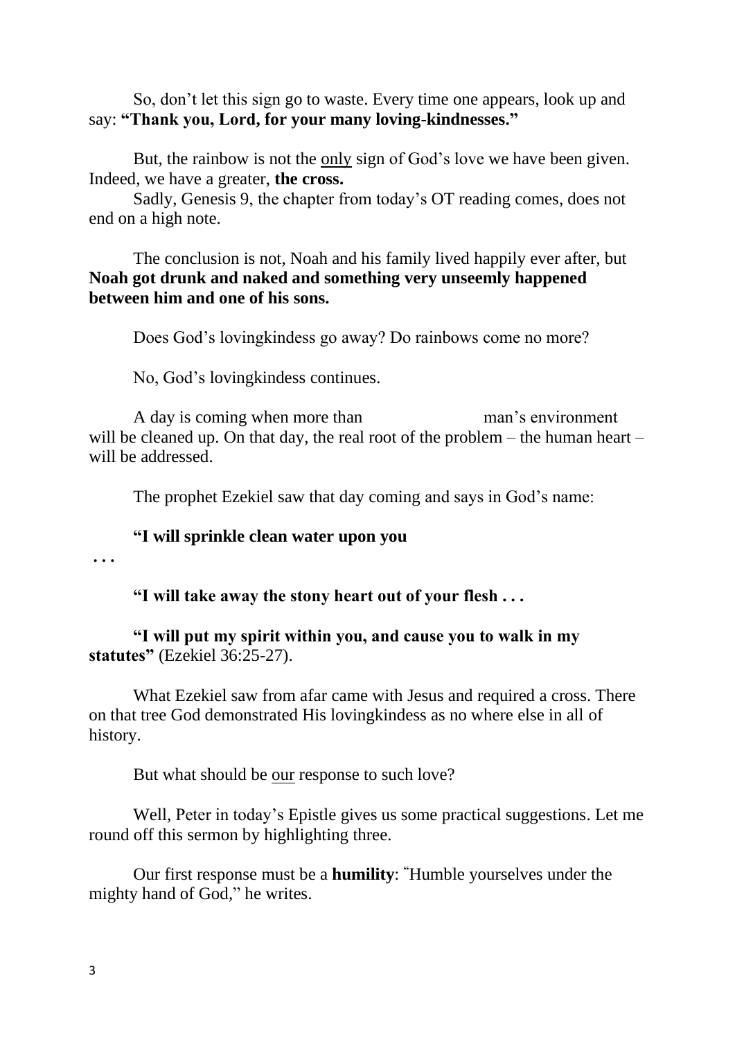So, don't let this sign go to waste. Every time one appears, look up and say: **"Thank you, Lord, for your many loving-kindnesses."**

But, the rainbow is not the <u>only</u> sign of God's love we have been given. Indeed, we have a greater, **the cross.**

Sadly, Genesis 9, the chapter from today's OT reading comes, does not end on a high note.

The conclusion is not, Noah and his family lived happily ever after, but **Noah got drunk and naked and something very unseemly happened between him and one of his sons.**

Does God's lovingkindess go away? Do rainbows come no more?

No, God's lovingkindess continues.

A day is coming when more than                    man's environment will be cleaned up. On that day, the real root of the problem – the human heart – will be addressed.

The prophet Ezekiel saw that day coming and says in God's name:

**"I will sprinkle clean water upon you**

**. . .**

**"I will take away the stony heart out of your flesh . . .**

**"I will put my spirit within you, and cause you to walk in my statutes"** (Ezekiel 36:25-27).

What Ezekiel saw from afar came with Jesus and required a cross. There on that tree God demonstrated His lovingkindess as no where else in all of history.

But what should be <u>our</u> response to such love?

Well, Peter in today's Epistle gives us some practical suggestions. Let me round off this sermon by highlighting three.

Our first response must be a **humility**: "Humble yourselves under the mighty hand of God," he writes.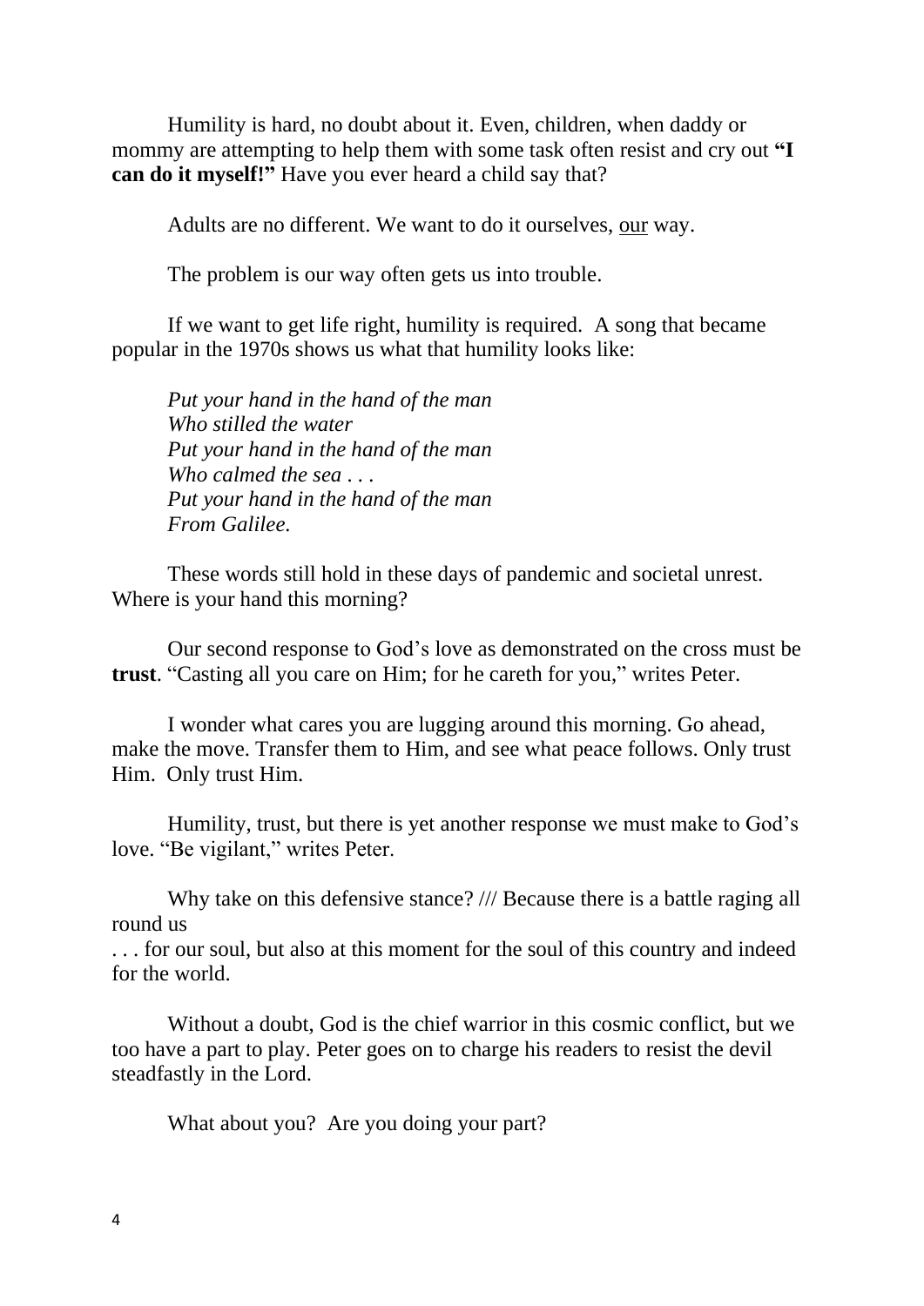Humility is hard, no doubt about it. Even, children, when daddy or mommy are attempting to help them with some task often resist and cry out **"I can do it myself!"** Have you ever heard a child say that?

Adults are no different. We want to do it ourselves, <u>our</u> way.

The problem is our way often gets us into trouble.

If we want to get life right, humility is required. A song that became popular in the 1970s shows us what that humility looks like:

*Put your hand in the hand of the man*
*Who stilled the water*
*Put your hand in the hand of the man*
*Who calmed the sea . . .*
*Put your hand in the hand of the man*
*From Galilee.*

These words still hold in these days of pandemic and societal unrest. Where is your hand this morning?

Our second response to God's love as demonstrated on the cross must be **trust**. "Casting all you care on Him; for he careth for you," writes Peter.

I wonder what cares you are lugging around this morning. Go ahead, make the move. Transfer them to Him, and see what peace follows. Only trust Him. Only trust Him.

Humility, trust, but there is yet another response we must make to God's love. "Be vigilant," writes Peter.

Why take on this defensive stance? /// Because there is a battle raging all round us
. . . for our soul, but also at this moment for the soul of this country and indeed for the world.

Without a doubt, God is the chief warrior in this cosmic conflict, but we too have a part to play. Peter goes on to charge his readers to resist the devil steadfastly in the Lord.

What about you? Are you doing your part?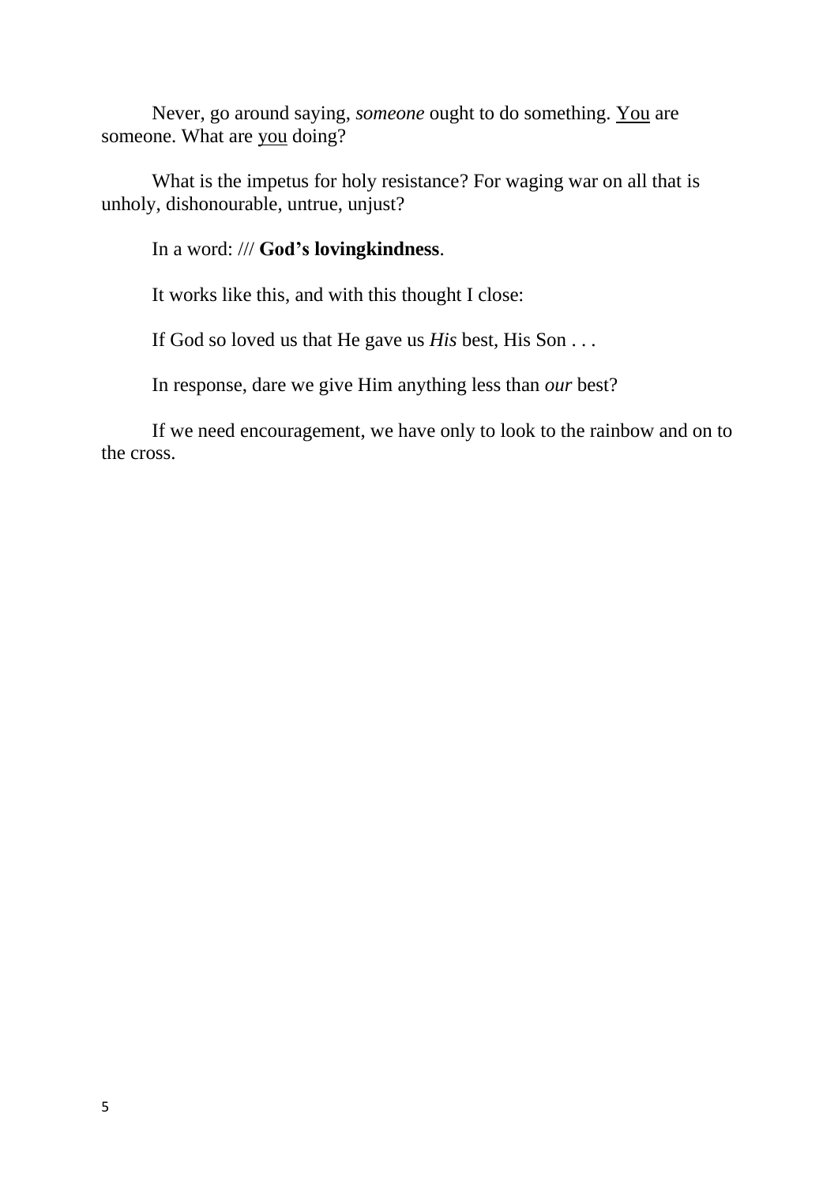Never, go around saying, *someone* ought to do something. <u>You</u> are someone. What are <u>you</u> doing?

What is the impetus for holy resistance? For waging war on all that is unholy, dishonourable, untrue, unjust?

In a word: /// **God's lovingkindness**.

It works like this, and with this thought I close:

If God so loved us that He gave us *His* best, His Son . . .

In response, dare we give Him anything less than *our* best?

If we need encouragement, we have only to look to the rainbow and on to the cross.